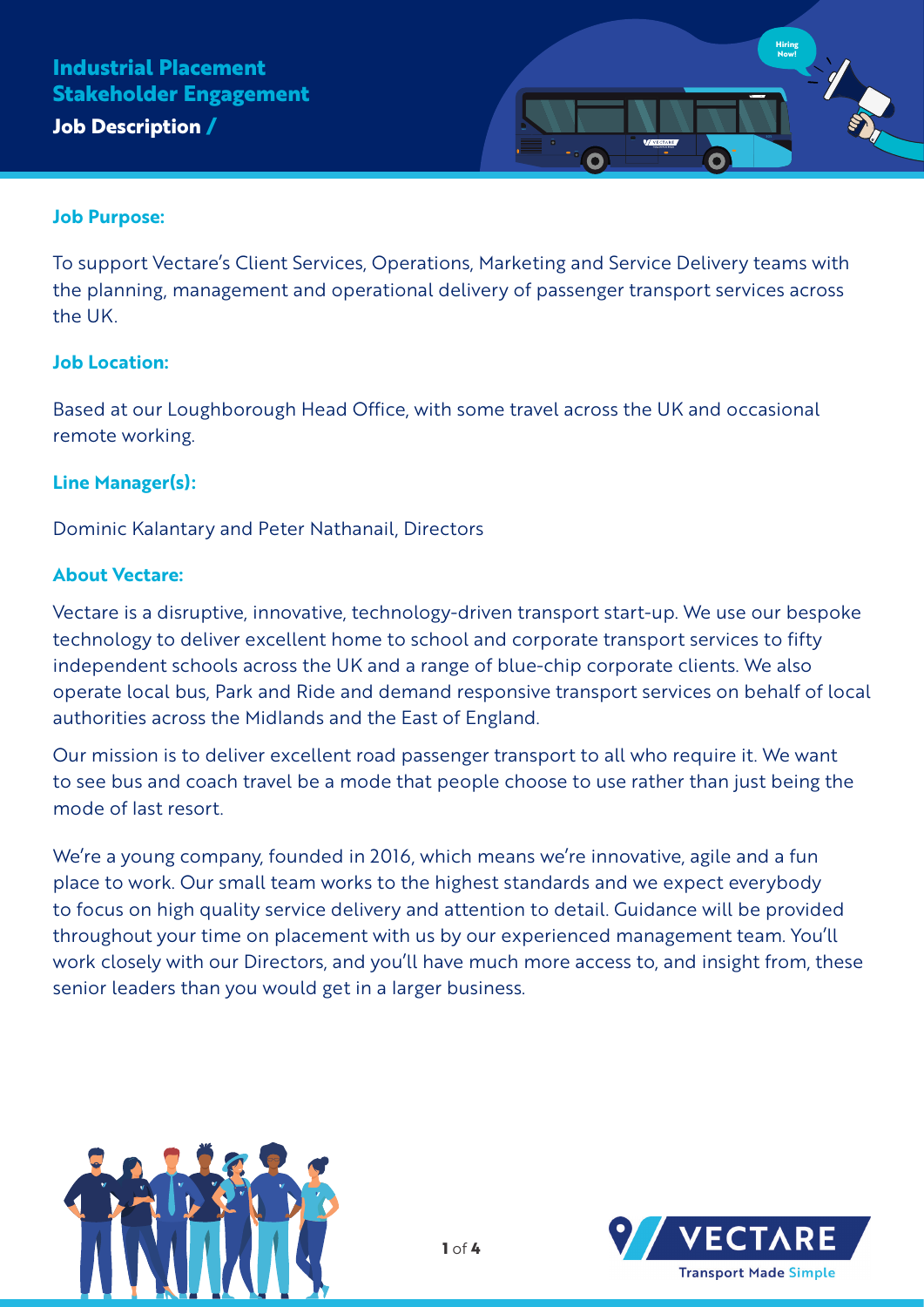# Industrial Placement Stakeholder Engagement

## Job Description /

### Job Purpose:

To support Vectare's Client Services, Operations, Marketing and Service Delivery teams with the planning, management and operational delivery of passenger transport services across the UK.

### Job Location:

Based at our Loughborough Head Office, with some travel across the UK and occasional remote working.

### Line Manager(s):

Dominic Kalantary and Peter Nathanail, Directors

### About Vectare:

Vectare is a disruptive, innovative, technology-driven transport start-up. We use our bespoke technology to deliver excellent home to school and corporate transport services to fifty independent schools across the UK and a range of blue-chip corporate clients. We also operate local bus, Park and Ride and demand responsive transport services on behalf of local authorities across the Midlands and the East of England.

Our mission is to deliver excellent road passenger transport to all who require it. We want to see bus and coach travel be a mode that people choose to use rather than just being the mode of last resort.

We're a young company, founded in 2016, which means we're innovative, agile and a fun place to work. Our small team works to the highest standards and we expect everybody to focus on high quality service delivery and attention to detail. Guidance will be provided throughout your time on placement with us by our experienced management team. You'll work closely with our Directors, and you'll have much more access to, and insight from, these senior leaders than you would get in a larger business.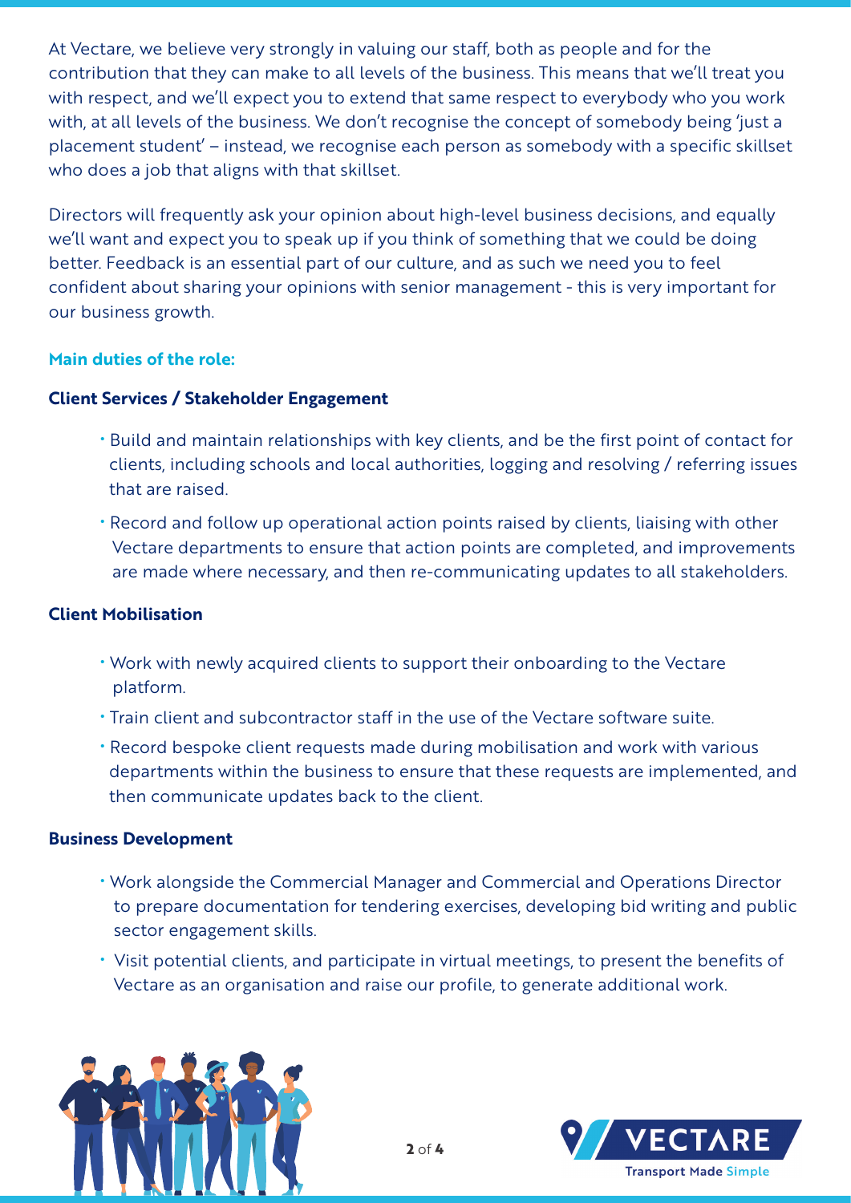At Vectare, we believe very strongly in valuing our staff, both as people and for the contribution that they can make to all levels of the business. This means that we'll treat you with respect, and we'll expect you to extend that same respect to everybody who you work with, at all levels of the business. We don't recognise the concept of somebody being 'just a placement student' – instead, we recognise each person as somebody with a specific skillset who does a job that aligns with that skillset.

Directors will frequently ask your opinion about high-level business decisions, and equally we'll want and expect you to speak up if you think of something that we could be doing better. Feedback is an essential part of our culture, and as such we need you to feel confident about sharing your opinions with senior management - this is very important for our business growth.

## Main duties of the role:

### Client Services / Stakeholder Engagement

- Build and maintain relationships with key clients, and be the first point of contact for clients, including schools and local authorities, logging and resolving / referring issues that are raised.
- Record and follow up operational action points raised by clients, liaising with other Vectare departments to ensure that action points are completed, and improvements are made where necessary, and then re-communicating updates to all stakeholders.

### Client Mobilisation

- Work with newly acquired clients to support their onboarding to the Vectare platform.
- Train client and subcontractor staff in the use of the Vectare software suite.
- Record bespoke client requests made during mobilisation and work with various departments within the business to ensure that these requests are implemented, and then communicate updates back to the client.

### Business Development

- Work alongside the Commercial Manager and Commercial and Operations Director to prepare documentation for tendering exercises, developing bid writing and public sector engagement skills.
- Visit potential clients, and participate in virtual meetings, to present the benefits of Vectare as an organisation and raise our profile, to generate additional work.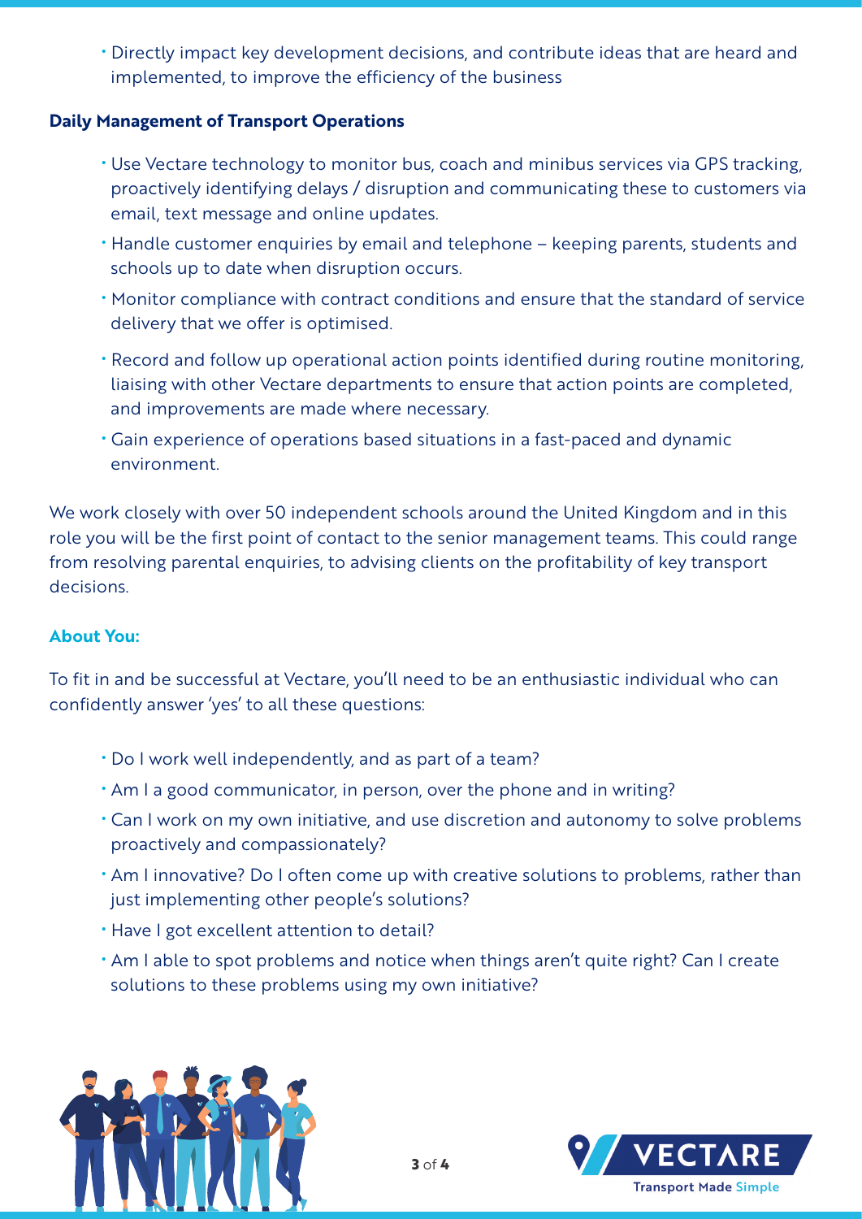- Directly impact key development decisions, and contribute ideas that are heard and implemented, to improve the efficiency of the business

**Daily Management of Transport Operations**

- Use Vectare technology to monitor bus, coach and minibus services via GPS tracking, proactively identifying delays / disruption and communicating these to customers via email, text message and online updates.
- Handle customer enquiries by email and telephone – keeping parents, students and schools up to date when disruption occurs.
- Monitor compliance with contract conditions and ensure that the standard of service delivery that we offer is optimised.
- Record and follow up operational action points identified during routine monitoring, liaising with other Vectare departments to ensure that action points are completed, and improvements are made where necessary.
- Gain experience of operations based situations in a fast-paced and dynamic environment.

We work closely with over 50 independent schools around the United Kingdom and in this role you will be the first point of contact to the senior management teams. This could range from resolving parental enquiries, to advising clients on the profitability of key transport decisions.

## About You:

To fit in and be successful at Vectare, you'll need to be an enthusiastic individual who can confidently answer 'yes' to all these questions:

- Do I work well independently, and as part of a team?
- Am I a good communicator, in person, over the phone and in writing?
- Can I work on my own initiative, and use discretion and autonomy to solve problems proactively and compassionately?
- Am I innovative? Do I often come up with creative solutions to problems, rather than just implementing other people's solutions?
- Have I got excellent attention to detail?
- Am I able to spot problems and notice when things aren't quite right? Can I create solutions to these problems using my own initiative?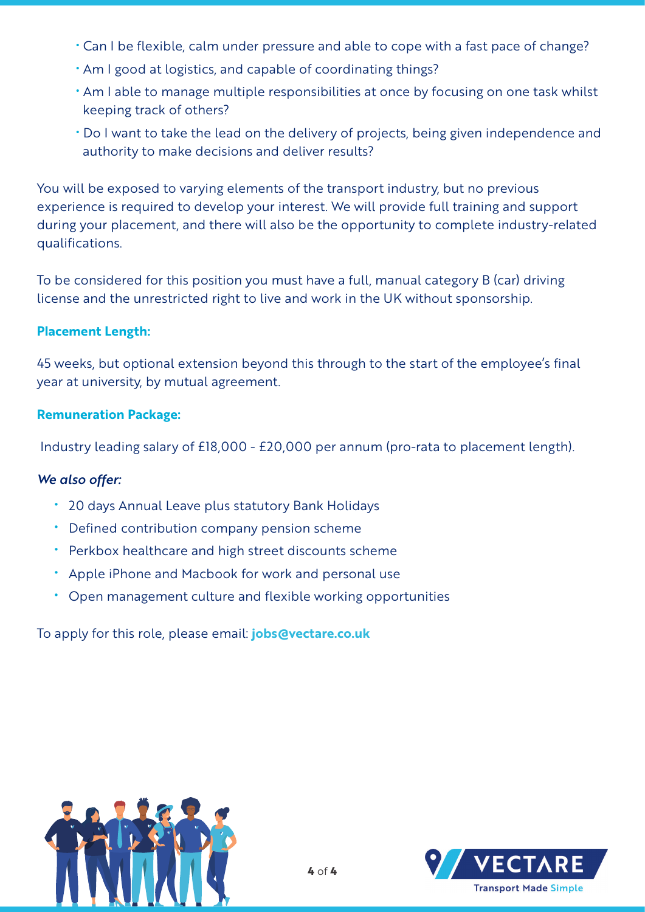- Can I be flexible, calm under pressure and able to cope with a fast pace of change?
- Am I good at logistics, and capable of coordinating things?
- Am I able to manage multiple responsibilities at once by focusing on one task whilst keeping track of others?
- Do I want to take the lead on the delivery of projects, being given independence and authority to make decisions and deliver results?

You will be exposed to varying elements of the transport industry, but no previous experience is required to develop your interest. We will provide full training and support during your placement, and there will also be the opportunity to complete industry-related qualifications.

To be considered for this position you must have a full, manual category B (car) driving license and the unrestricted right to live and work in the UK without sponsorship.

**Placement Length:**

45 weeks, but optional extension beyond this through to the start of the employee's final year at university, by mutual agreement.

**Remuneration Package:**

Industry leading salary of £18,000 - £20,000 per annum (pro-rata to placement length).

***We also offer:***

- 20 days Annual Leave plus statutory Bank Holidays
- Defined contribution company pension scheme
- Perkbox healthcare and high street discounts scheme
- Apple iPhone and Macbook for work and personal use
- Open management culture and flexible working opportunities

To apply for this role, please email: **jobs@vectare.co.uk**

VECTARE
Transport Made Simple